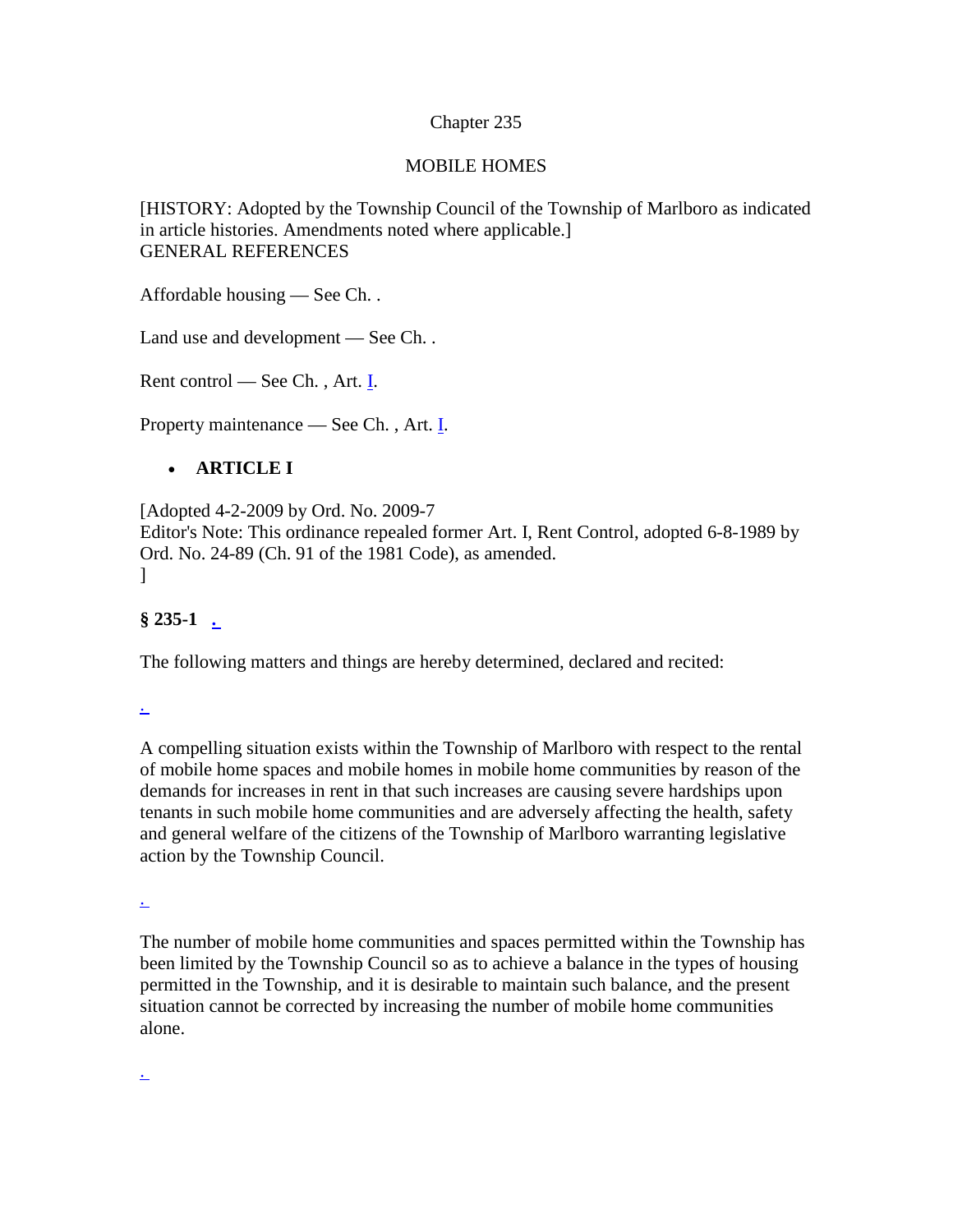Chapter 235

MOBILE HOMES

[HISTORY: Adopted by the Township Council of the Township of Marlboro as indicated in article histories. Amendments noted where applicable.]
GENERAL REFERENCES

Affordable housing — See Ch. .

Land use and development — See Ch. .

Rent control — See Ch. , Art. I.

Property maintenance — See Ch. , Art. I.

- **ARTICLE I**

[Adopted 4-2-2009 by Ord. No. 2009-7
Editor's Note: This ordinance repealed former Art. I, Rent Control, adopted 6-8-1989 by Ord. No. 24-89 (Ch. 91 of the 1981 Code), as amended.
]

**§ 235-1 .**

The following matters and things are hereby determined, declared and recited:

.

A compelling situation exists within the Township of Marlboro with respect to the rental of mobile home spaces and mobile homes in mobile home communities by reason of the demands for increases in rent in that such increases are causing severe hardships upon tenants in such mobile home communities and are adversely affecting the health, safety and general welfare of the citizens of the Township of Marlboro warranting legislative action by the Township Council.

.

The number of mobile home communities and spaces permitted within the Township has been limited by the Township Council so as to achieve a balance in the types of housing permitted in the Township, and it is desirable to maintain such balance, and the present situation cannot be corrected by increasing the number of mobile home communities alone.

.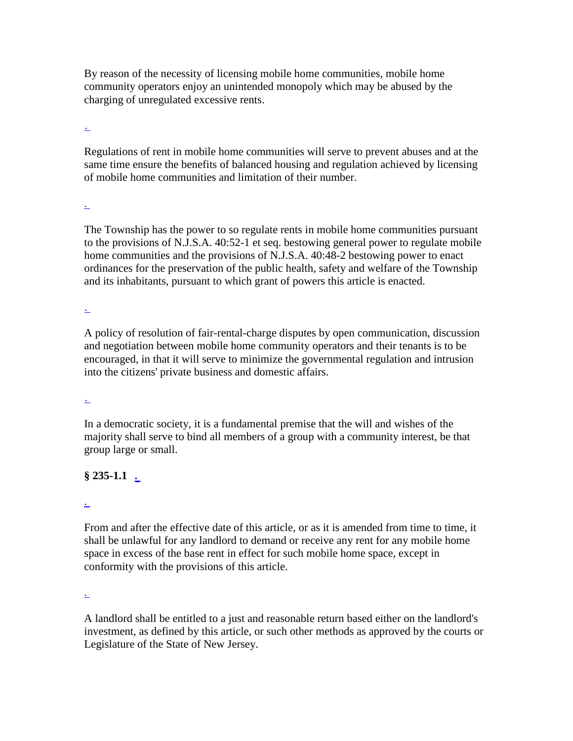By reason of the necessity of licensing mobile home communities, mobile home community operators enjoy an unintended monopoly which may be abused by the charging of unregulated excessive rents.

.

Regulations of rent in mobile home communities will serve to prevent abuses and at the same time ensure the benefits of balanced housing and regulation achieved by licensing of mobile home communities and limitation of their number.

.

The Township has the power to so regulate rents in mobile home communities pursuant to the provisions of N.J.S.A. 40:52-1 et seq. bestowing general power to regulate mobile home communities and the provisions of N.J.S.A. 40:48-2 bestowing power to enact ordinances for the preservation of the public health, safety and welfare of the Township and its inhabitants, pursuant to which grant of powers this article is enacted.

.

A policy of resolution of fair-rental-charge disputes by open communication, discussion and negotiation between mobile home community operators and their tenants is to be encouraged, in that it will serve to minimize the governmental regulation and intrusion into the citizens' private business and domestic affairs.

.

In a democratic society, it is a fundamental premise that the will and wishes of the majority shall serve to bind all members of a group with a community interest, be that group large or small.

**§ 235-1.1** .

.

From and after the effective date of this article, or as it is amended from time to time, it shall be unlawful for any landlord to demand or receive any rent for any mobile home space in excess of the base rent in effect for such mobile home space, except in conformity with the provisions of this article.

.

A landlord shall be entitled to a just and reasonable return based either on the landlord's investment, as defined by this article, or such other methods as approved by the courts or Legislature of the State of New Jersey.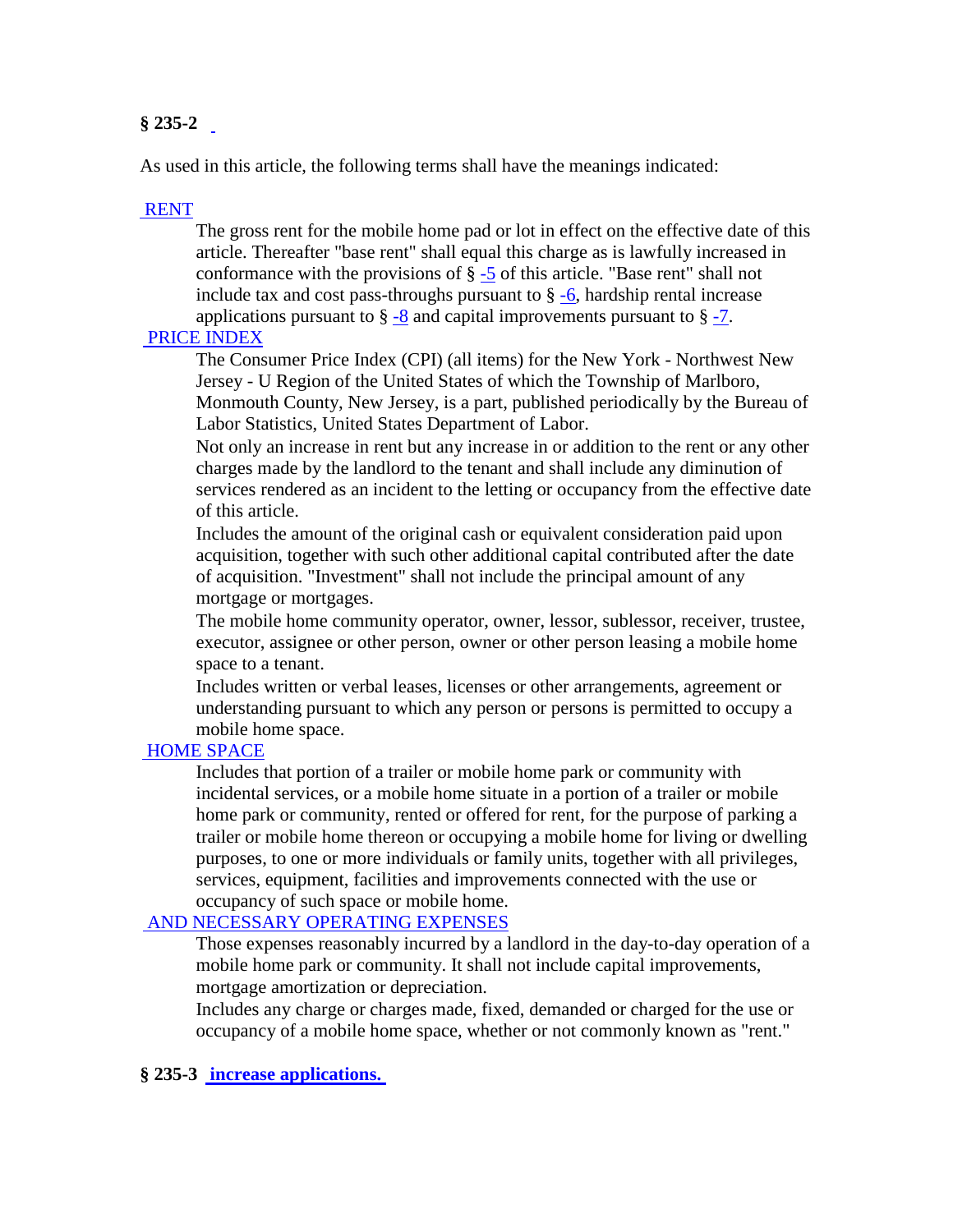**§ 235-2**

As used in this article, the following terms shall have the meanings indicated:

RENT

The gross rent for the mobile home pad or lot in effect on the effective date of this article. Thereafter "base rent" shall equal this charge as is lawfully increased in conformance with the provisions of § -5 of this article. "Base rent" shall not include tax and cost pass-throughs pursuant to § -6, hardship rental increase applications pursuant to § -8 and capital improvements pursuant to § -7.

PRICE INDEX

The Consumer Price Index (CPI) (all items) for the New York - Northwest New Jersey - U Region of the United States of which the Township of Marlboro, Monmouth County, New Jersey, is a part, published periodically by the Bureau of Labor Statistics, United States Department of Labor.

Not only an increase in rent but any increase in or addition to the rent or any other charges made by the landlord to the tenant and shall include any diminution of services rendered as an incident to the letting or occupancy from the effective date of this article.

Includes the amount of the original cash or equivalent consideration paid upon acquisition, together with such other additional capital contributed after the date of acquisition. "Investment" shall not include the principal amount of any mortgage or mortgages.

The mobile home community operator, owner, lessor, sublessor, receiver, trustee, executor, assignee or other person, owner or other person leasing a mobile home space to a tenant.

Includes written or verbal leases, licenses or other arrangements, agreement or understanding pursuant to which any person or persons is permitted to occupy a mobile home space.

HOME SPACE

Includes that portion of a trailer or mobile home park or community with incidental services, or a mobile home situate in a portion of a trailer or mobile home park or community, rented or offered for rent, for the purpose of parking a trailer or mobile home thereon or occupying a mobile home for living or dwelling purposes, to one or more individuals or family units, together with all privileges, services, equipment, facilities and improvements connected with the use or occupancy of such space or mobile home.

AND NECESSARY OPERATING EXPENSES

Those expenses reasonably incurred by a landlord in the day-to-day operation of a mobile home park or community. It shall not include capital improvements, mortgage amortization or depreciation.

Includes any charge or charges made, fixed, demanded or charged for the use or occupancy of a mobile home space, whether or not commonly known as "rent."

**§ 235-3 increase applications.**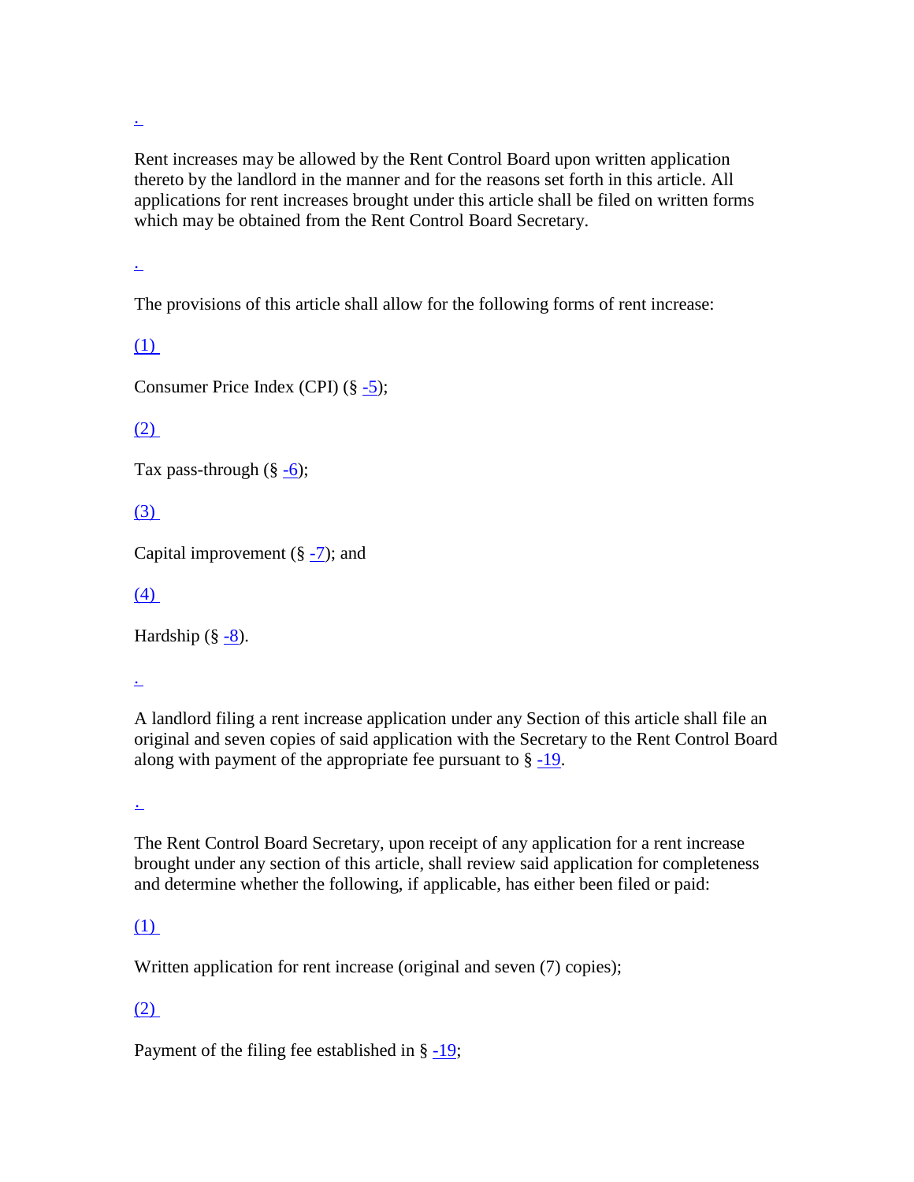.

Rent increases may be allowed by the Rent Control Board upon written application thereto by the landlord in the manner and for the reasons set forth in this article. All applications for rent increases brought under this article shall be filed on written forms which may be obtained from the Rent Control Board Secretary.

.

The provisions of this article shall allow for the following forms of rent increase:

(1)

Consumer Price Index (CPI) (§ -5);

(2)

Tax pass-through (§ -6);

(3)

Capital improvement (§ -7); and

(4)

Hardship (§ -8).

.

A landlord filing a rent increase application under any Section of this article shall file an original and seven copies of said application with the Secretary to the Rent Control Board along with payment of the appropriate fee pursuant to § -19.

.

The Rent Control Board Secretary, upon receipt of any application for a rent increase brought under any section of this article, shall review said application for completeness and determine whether the following, if applicable, has either been filed or paid:

(1)

Written application for rent increase (original and seven (7) copies);

(2)

Payment of the filing fee established in § -19;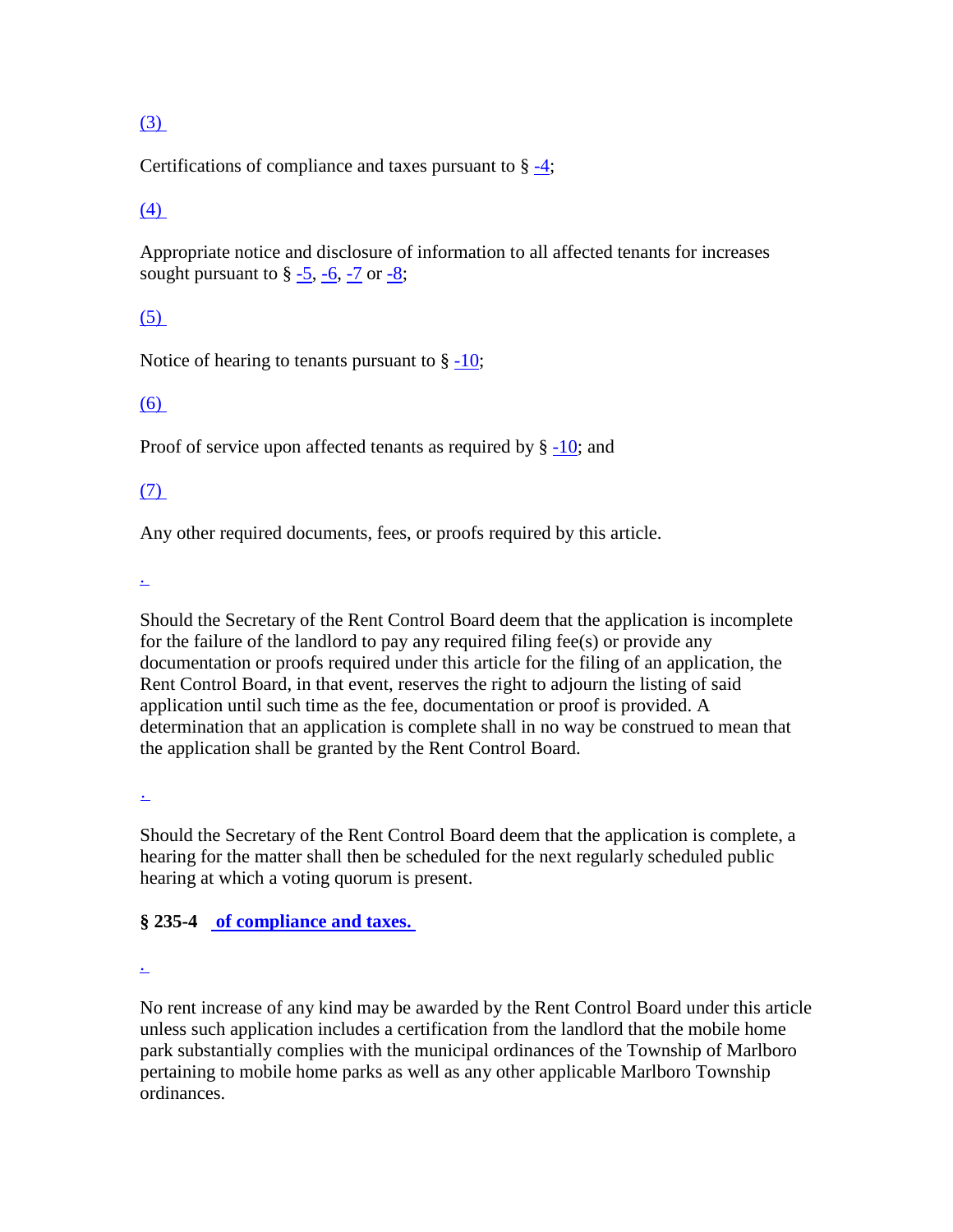(3)

Certifications of compliance and taxes pursuant to § -4;

(4)

Appropriate notice and disclosure of information to all affected tenants for increases sought pursuant to § -5, -6, -7 or -8;

(5)

Notice of hearing to tenants pursuant to § -10;

(6)

Proof of service upon affected tenants as required by § -10; and

(7)

Any other required documents, fees, or proofs required by this article.

.

Should the Secretary of the Rent Control Board deem that the application is incomplete for the failure of the landlord to pay any required filing fee(s) or provide any documentation or proofs required under this article for the filing of an application, the Rent Control Board, in that event, reserves the right to adjourn the listing of said application until such time as the fee, documentation or proof is provided. A determination that an application is complete shall in no way be construed to mean that the application shall be granted by the Rent Control Board.

.

Should the Secretary of the Rent Control Board deem that the application is complete, a hearing for the matter shall then be scheduled for the next regularly scheduled public hearing at which a voting quorum is present.

**§ 235-4 of compliance and taxes.**

.

No rent increase of any kind may be awarded by the Rent Control Board under this article unless such application includes a certification from the landlord that the mobile home park substantially complies with the municipal ordinances of the Township of Marlboro pertaining to mobile home parks as well as any other applicable Marlboro Township ordinances.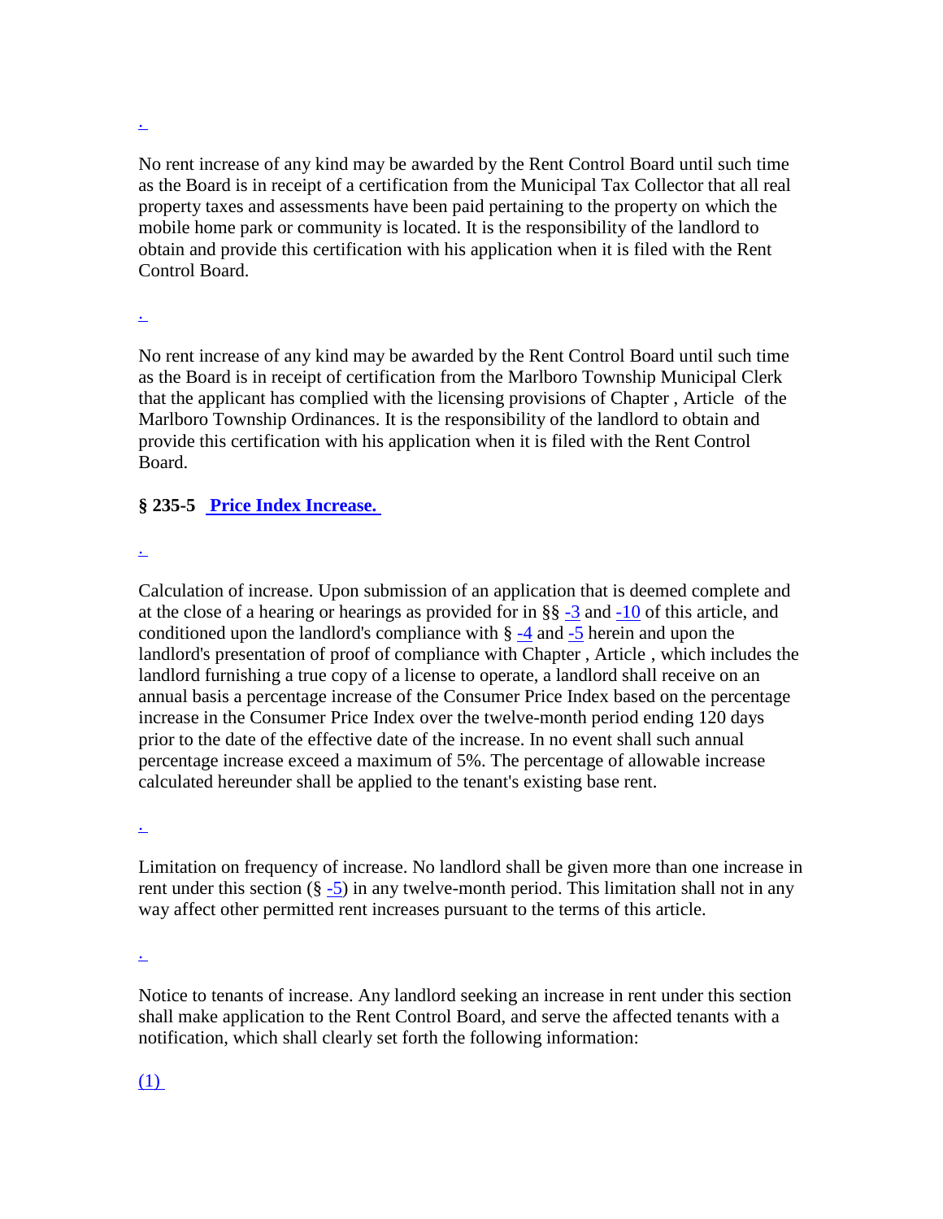.

No rent increase of any kind may be awarded by the Rent Control Board until such time as the Board is in receipt of a certification from the Municipal Tax Collector that all real property taxes and assessments have been paid pertaining to the property on which the mobile home park or community is located. It is the responsibility of the landlord to obtain and provide this certification with his application when it is filed with the Rent Control Board.

.

No rent increase of any kind may be awarded by the Rent Control Board until such time as the Board is in receipt of certification from the Marlboro Township Municipal Clerk that the applicant has complied with the licensing provisions of Chapter , Article of the Marlboro Township Ordinances. It is the responsibility of the landlord to obtain and provide this certification with his application when it is filed with the Rent Control Board.

**§ 235-5 Price Index Increase.**

.

Calculation of increase. Upon submission of an application that is deemed complete and at the close of a hearing or hearings as provided for in §§ -3 and -10 of this article, and conditioned upon the landlord's compliance with § -4 and -5 herein and upon the landlord's presentation of proof of compliance with Chapter , Article , which includes the landlord furnishing a true copy of a license to operate, a landlord shall receive on an annual basis a percentage increase of the Consumer Price Index based on the percentage increase in the Consumer Price Index over the twelve-month period ending 120 days prior to the date of the effective date of the increase. In no event shall such annual percentage increase exceed a maximum of 5%. The percentage of allowable increase calculated hereunder shall be applied to the tenant's existing base rent.

.

Limitation on frequency of increase. No landlord shall be given more than one increase in rent under this section (§ -5) in any twelve-month period. This limitation shall not in any way affect other permitted rent increases pursuant to the terms of this article.

.

Notice to tenants of increase. Any landlord seeking an increase in rent under this section shall make application to the Rent Control Board, and serve the affected tenants with a notification, which shall clearly set forth the following information:

(1)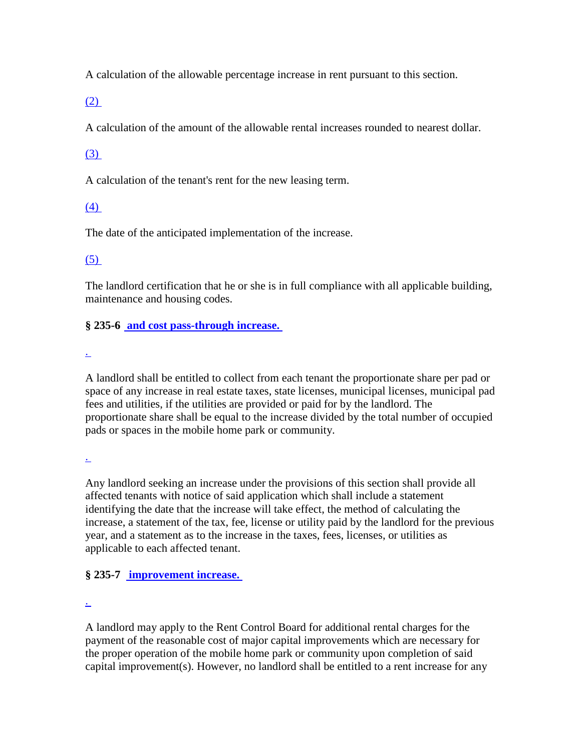A calculation of the allowable percentage increase in rent pursuant to this section.

(2)

A calculation of the amount of the allowable rental increases rounded to nearest dollar.

(3)

A calculation of the tenant's rent for the new leasing term.

(4)

The date of the anticipated implementation of the increase.

(5)

The landlord certification that he or she is in full compliance with all applicable building, maintenance and housing codes.

**§ 235-6 and cost pass-through increase.**

.

A landlord shall be entitled to collect from each tenant the proportionate share per pad or space of any increase in real estate taxes, state licenses, municipal licenses, municipal pad fees and utilities, if the utilities are provided or paid for by the landlord. The proportionate share shall be equal to the increase divided by the total number of occupied pads or spaces in the mobile home park or community.

.

Any landlord seeking an increase under the provisions of this section shall provide all affected tenants with notice of said application which shall include a statement identifying the date that the increase will take effect, the method of calculating the increase, a statement of the tax, fee, license or utility paid by the landlord for the previous year, and a statement as to the increase in the taxes, fees, licenses, or utilities as applicable to each affected tenant.

**§ 235-7 improvement increase.**

.

A landlord may apply to the Rent Control Board for additional rental charges for the payment of the reasonable cost of major capital improvements which are necessary for the proper operation of the mobile home park or community upon completion of said capital improvement(s). However, no landlord shall be entitled to a rent increase for any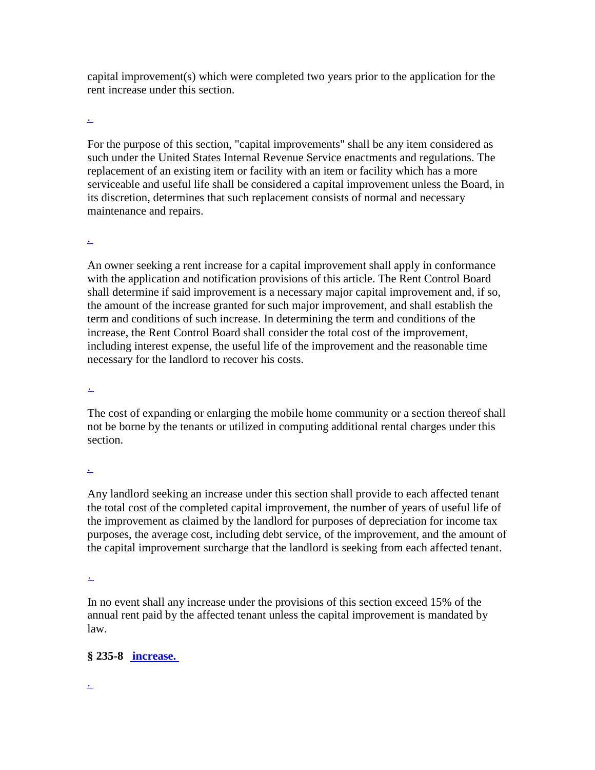capital improvement(s) which were completed two years prior to the application for the rent increase under this section.

.

For the purpose of this section, "capital improvements" shall be any item considered as such under the United States Internal Revenue Service enactments and regulations. The replacement of an existing item or facility with an item or facility which has a more serviceable and useful life shall be considered a capital improvement unless the Board, in its discretion, determines that such replacement consists of normal and necessary maintenance and repairs.

.

An owner seeking a rent increase for a capital improvement shall apply in conformance with the application and notification provisions of this article. The Rent Control Board shall determine if said improvement is a necessary major capital improvement and, if so, the amount of the increase granted for such major improvement, and shall establish the term and conditions of such increase. In determining the term and conditions of the increase, the Rent Control Board shall consider the total cost of the improvement, including interest expense, the useful life of the improvement and the reasonable time necessary for the landlord to recover his costs.

.

The cost of expanding or enlarging the mobile home community or a section thereof shall not be borne by the tenants or utilized in computing additional rental charges under this section.

.

Any landlord seeking an increase under this section shall provide to each affected tenant the total cost of the completed capital improvement, the number of years of useful life of the improvement as claimed by the landlord for purposes of depreciation for income tax purposes, the average cost, including debt service, of the improvement, and the amount of the capital improvement surcharge that the landlord is seeking from each affected tenant.

.

In no event shall any increase under the provisions of this section exceed 15% of the annual rent paid by the affected tenant unless the capital improvement is mandated by law.

**§ 235-8 increase.**

.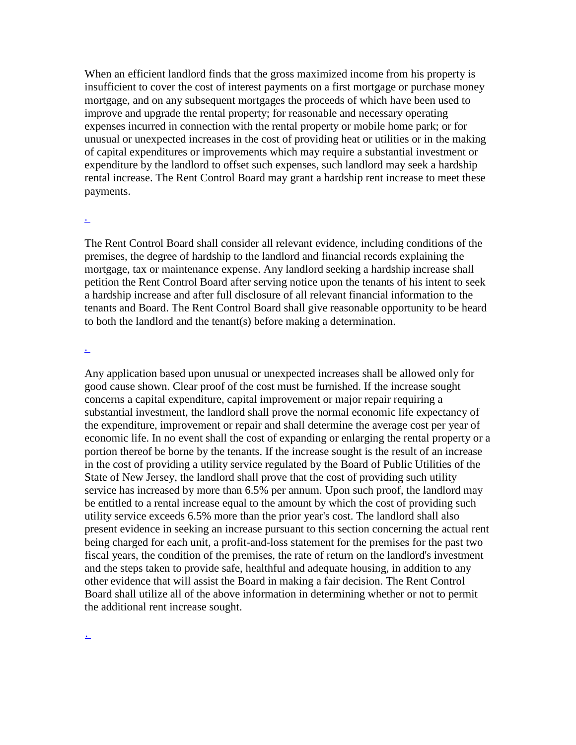When an efficient landlord finds that the gross maximized income from his property is insufficient to cover the cost of interest payments on a first mortgage or purchase money mortgage, and on any subsequent mortgages the proceeds of which have been used to improve and upgrade the rental property; for reasonable and necessary operating expenses incurred in connection with the rental property or mobile home park; or for unusual or unexpected increases in the cost of providing heat or utilities or in the making of capital expenditures or improvements which may require a substantial investment or expenditure by the landlord to offset such expenses, such landlord may seek a hardship rental increase. The Rent Control Board may grant a hardship rent increase to meet these payments.

.

The Rent Control Board shall consider all relevant evidence, including conditions of the premises, the degree of hardship to the landlord and financial records explaining the mortgage, tax or maintenance expense. Any landlord seeking a hardship increase shall petition the Rent Control Board after serving notice upon the tenants of his intent to seek a hardship increase and after full disclosure of all relevant financial information to the tenants and Board. The Rent Control Board shall give reasonable opportunity to be heard to both the landlord and the tenant(s) before making a determination.

.

Any application based upon unusual or unexpected increases shall be allowed only for good cause shown. Clear proof of the cost must be furnished. If the increase sought concerns a capital expenditure, capital improvement or major repair requiring a substantial investment, the landlord shall prove the normal economic life expectancy of the expenditure, improvement or repair and shall determine the average cost per year of economic life. In no event shall the cost of expanding or enlarging the rental property or a portion thereof be borne by the tenants. If the increase sought is the result of an increase in the cost of providing a utility service regulated by the Board of Public Utilities of the State of New Jersey, the landlord shall prove that the cost of providing such utility service has increased by more than 6.5% per annum. Upon such proof, the landlord may be entitled to a rental increase equal to the amount by which the cost of providing such utility service exceeds 6.5% more than the prior year's cost. The landlord shall also present evidence in seeking an increase pursuant to this section concerning the actual rent being charged for each unit, a profit-and-loss statement for the premises for the past two fiscal years, the condition of the premises, the rate of return on the landlord's investment and the steps taken to provide safe, healthful and adequate housing, in addition to any other evidence that will assist the Board in making a fair decision. The Rent Control Board shall utilize all of the above information in determining whether or not to permit the additional rent increase sought.

.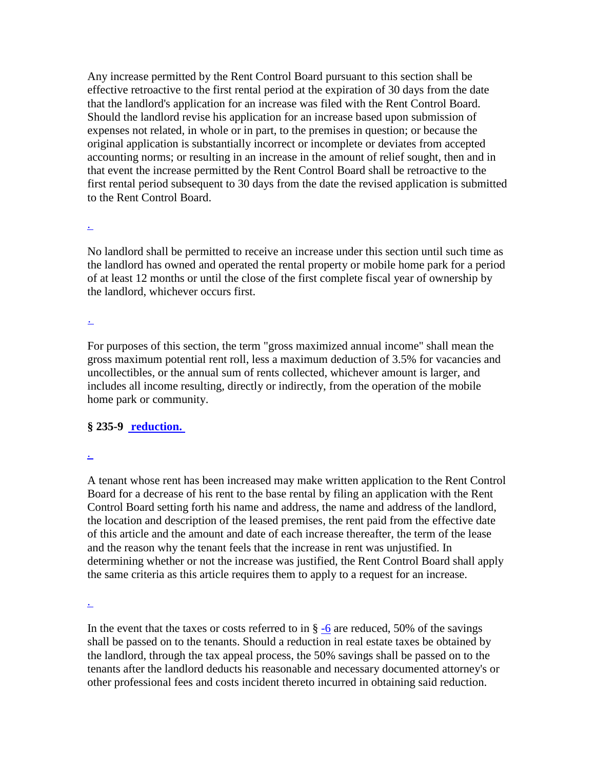Any increase permitted by the Rent Control Board pursuant to this section shall be effective retroactive to the first rental period at the expiration of 30 days from the date that the landlord's application for an increase was filed with the Rent Control Board. Should the landlord revise his application for an increase based upon submission of expenses not related, in whole or in part, to the premises in question; or because the original application is substantially incorrect or incomplete or deviates from accepted accounting norms; or resulting in an increase in the amount of relief sought, then and in that event the increase permitted by the Rent Control Board shall be retroactive to the first rental period subsequent to 30 days from the date the revised application is submitted to the Rent Control Board.

.

No landlord shall be permitted to receive an increase under this section until such time as the landlord has owned and operated the rental property or mobile home park for a period of at least 12 months or until the close of the first complete fiscal year of ownership by the landlord, whichever occurs first.

.

For purposes of this section, the term "gross maximized annual income" shall mean the gross maximum potential rent roll, less a maximum deduction of 3.5% for vacancies and uncollectibles, or the annual sum of rents collected, whichever amount is larger, and includes all income resulting, directly or indirectly, from the operation of the mobile home park or community.

**§ 235-9 reduction.**

.

A tenant whose rent has been increased may make written application to the Rent Control Board for a decrease of his rent to the base rental by filing an application with the Rent Control Board setting forth his name and address, the name and address of the landlord, the location and description of the leased premises, the rent paid from the effective date of this article and the amount and date of each increase thereafter, the term of the lease and the reason why the tenant feels that the increase in rent was unjustified. In determining whether or not the increase was justified, the Rent Control Board shall apply the same criteria as this article requires them to apply to a request for an increase.

.

In the event that the taxes or costs referred to in § -6 are reduced, 50% of the savings shall be passed on to the tenants. Should a reduction in real estate taxes be obtained by the landlord, through the tax appeal process, the 50% savings shall be passed on to the tenants after the landlord deducts his reasonable and necessary documented attorney's or other professional fees and costs incident thereto incurred in obtaining said reduction.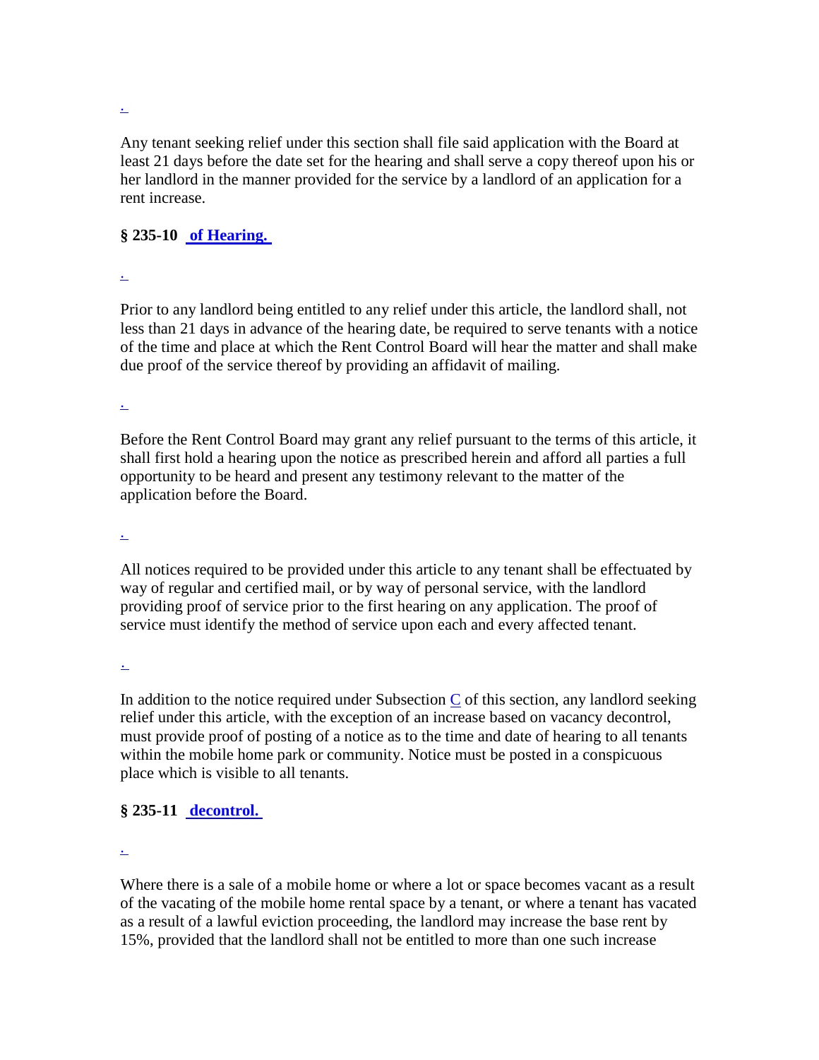.

Any tenant seeking relief under this section shall file said application with the Board at least 21 days before the date set for the hearing and shall serve a copy thereof upon his or her landlord in the manner provided for the service by a landlord of an application for a rent increase.

### § 235-10 of Hearing.

.

Prior to any landlord being entitled to any relief under this article, the landlord shall, not less than 21 days in advance of the hearing date, be required to serve tenants with a notice of the time and place at which the Rent Control Board will hear the matter and shall make due proof of the service thereof by providing an affidavit of mailing.

.

Before the Rent Control Board may grant any relief pursuant to the terms of this article, it shall first hold a hearing upon the notice as prescribed herein and afford all parties a full opportunity to be heard and present any testimony relevant to the matter of the application before the Board.

.

All notices required to be provided under this article to any tenant shall be effectuated by way of regular and certified mail, or by way of personal service, with the landlord providing proof of service prior to the first hearing on any application. The proof of service must identify the method of service upon each and every affected tenant.

.

In addition to the notice required under Subsection C of this section, any landlord seeking relief under this article, with the exception of an increase based on vacancy decontrol, must provide proof of posting of a notice as to the time and date of hearing to all tenants within the mobile home park or community. Notice must be posted in a conspicuous place which is visible to all tenants.

### § 235-11 decontrol.

.

Where there is a sale of a mobile home or where a lot or space becomes vacant as a result of the vacating of the mobile home rental space by a tenant, or where a tenant has vacated as a result of a lawful eviction proceeding, the landlord may increase the base rent by 15%, provided that the landlord shall not be entitled to more than one such increase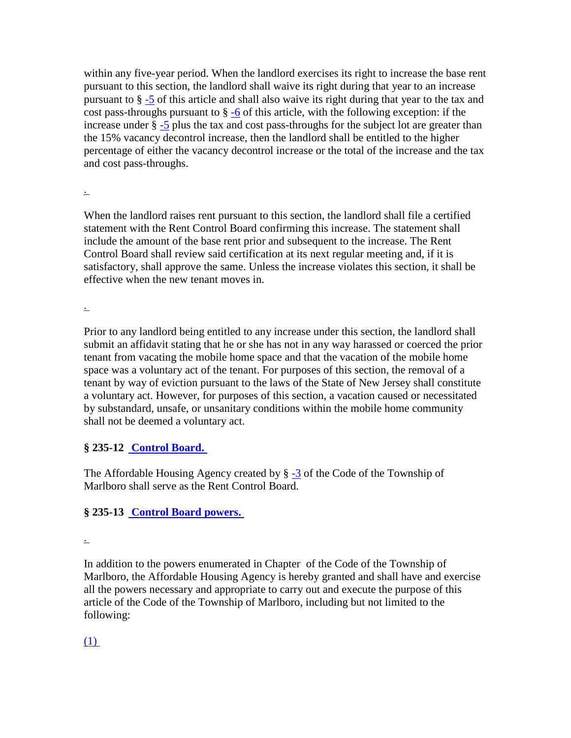within any five-year period. When the landlord exercises its right to increase the base rent pursuant to this section, the landlord shall waive its right during that year to an increase pursuant to § -5 of this article and shall also waive its right during that year to the tax and cost pass-throughs pursuant to § -6 of this article, with the following exception: if the increase under § -5 plus the tax and cost pass-throughs for the subject lot are greater than the 15% vacancy decontrol increase, then the landlord shall be entitled to the higher percentage of either the vacancy decontrol increase or the total of the increase and the tax and cost pass-throughs.

.

When the landlord raises rent pursuant to this section, the landlord shall file a certified statement with the Rent Control Board confirming this increase. The statement shall include the amount of the base rent prior and subsequent to the increase. The Rent Control Board shall review said certification at its next regular meeting and, if it is satisfactory, shall approve the same. Unless the increase violates this section, it shall be effective when the new tenant moves in.

.

Prior to any landlord being entitled to any increase under this section, the landlord shall submit an affidavit stating that he or she has not in any way harassed or coerced the prior tenant from vacating the mobile home space and that the vacation of the mobile home space was a voluntary act of the tenant. For purposes of this section, the removal of a tenant by way of eviction pursuant to the laws of the State of New Jersey shall constitute a voluntary act. However, for purposes of this section, a vacation caused or necessitated by substandard, unsafe, or unsanitary conditions within the mobile home community shall not be deemed a voluntary act.

**§ 235-12 Control Board.**

The Affordable Housing Agency created by § -3 of the Code of the Township of Marlboro shall serve as the Rent Control Board.

**§ 235-13 Control Board powers.**

.

In addition to the powers enumerated in Chapter of the Code of the Township of Marlboro, the Affordable Housing Agency is hereby granted and shall have and exercise all the powers necessary and appropriate to carry out and execute the purpose of this article of the Code of the Township of Marlboro, including but not limited to the following:

(1)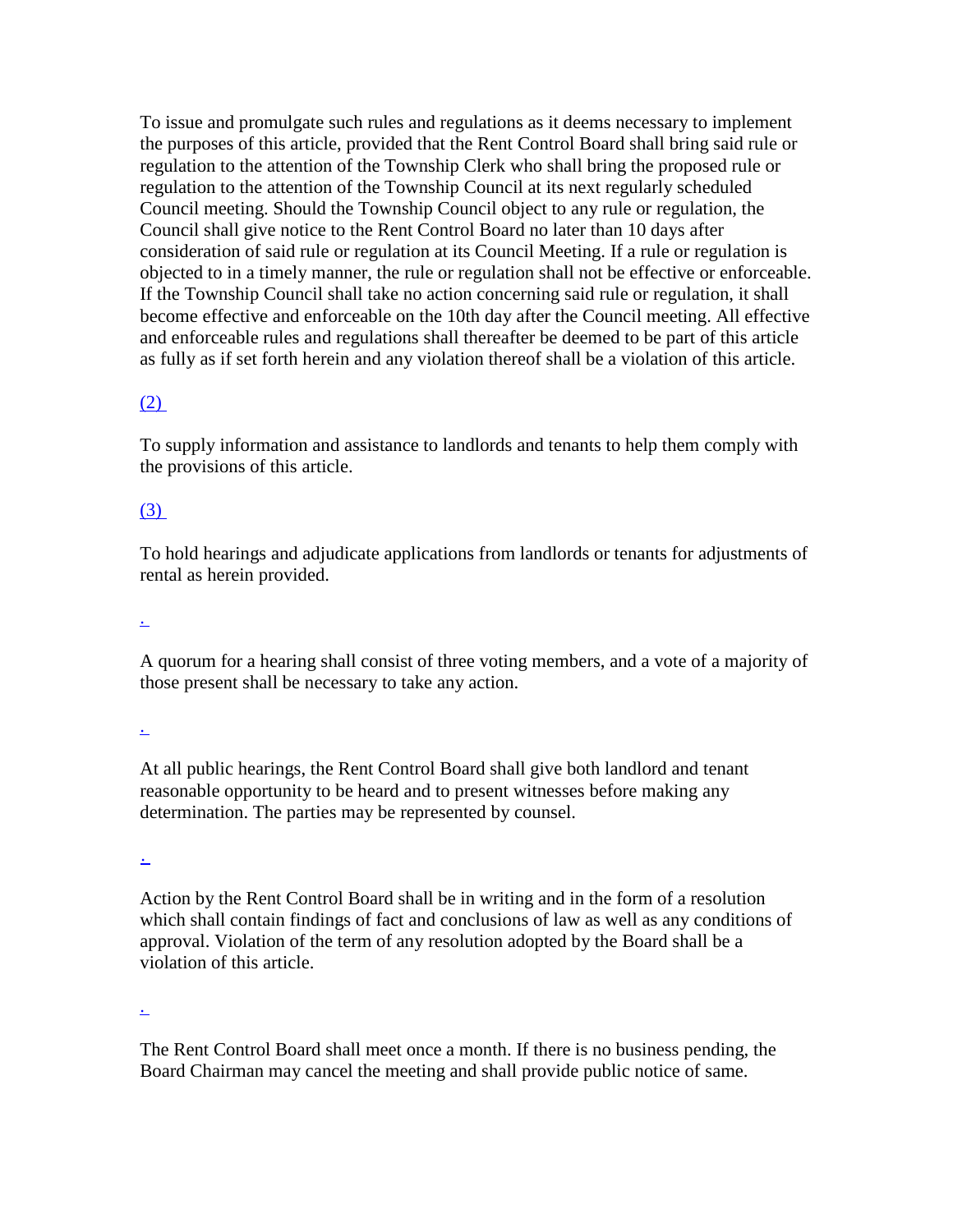To issue and promulgate such rules and regulations as it deems necessary to implement the purposes of this article, provided that the Rent Control Board shall bring said rule or regulation to the attention of the Township Clerk who shall bring the proposed rule or regulation to the attention of the Township Council at its next regularly scheduled Council meeting. Should the Township Council object to any rule or regulation, the Council shall give notice to the Rent Control Board no later than 10 days after consideration of said rule or regulation at its Council Meeting. If a rule or regulation is objected to in a timely manner, the rule or regulation shall not be effective or enforceable. If the Township Council shall take no action concerning said rule or regulation, it shall become effective and enforceable on the 10th day after the Council meeting. All effective and enforceable rules and regulations shall thereafter be deemed to be part of this article as fully as if set forth herein and any violation thereof shall be a violation of this article.

(2)

To supply information and assistance to landlords and tenants to help them comply with the provisions of this article.

(3)

To hold hearings and adjudicate applications from landlords or tenants for adjustments of rental as herein provided.

.

A quorum for a hearing shall consist of three voting members, and a vote of a majority of those present shall be necessary to take any action.

.

At all public hearings, the Rent Control Board shall give both landlord and tenant reasonable opportunity to be heard and to present witnesses before making any determination. The parties may be represented by counsel.

.

Action by the Rent Control Board shall be in writing and in the form of a resolution which shall contain findings of fact and conclusions of law as well as any conditions of approval. Violation of the term of any resolution adopted by the Board shall be a violation of this article.

.

The Rent Control Board shall meet once a month. If there is no business pending, the Board Chairman may cancel the meeting and shall provide public notice of same.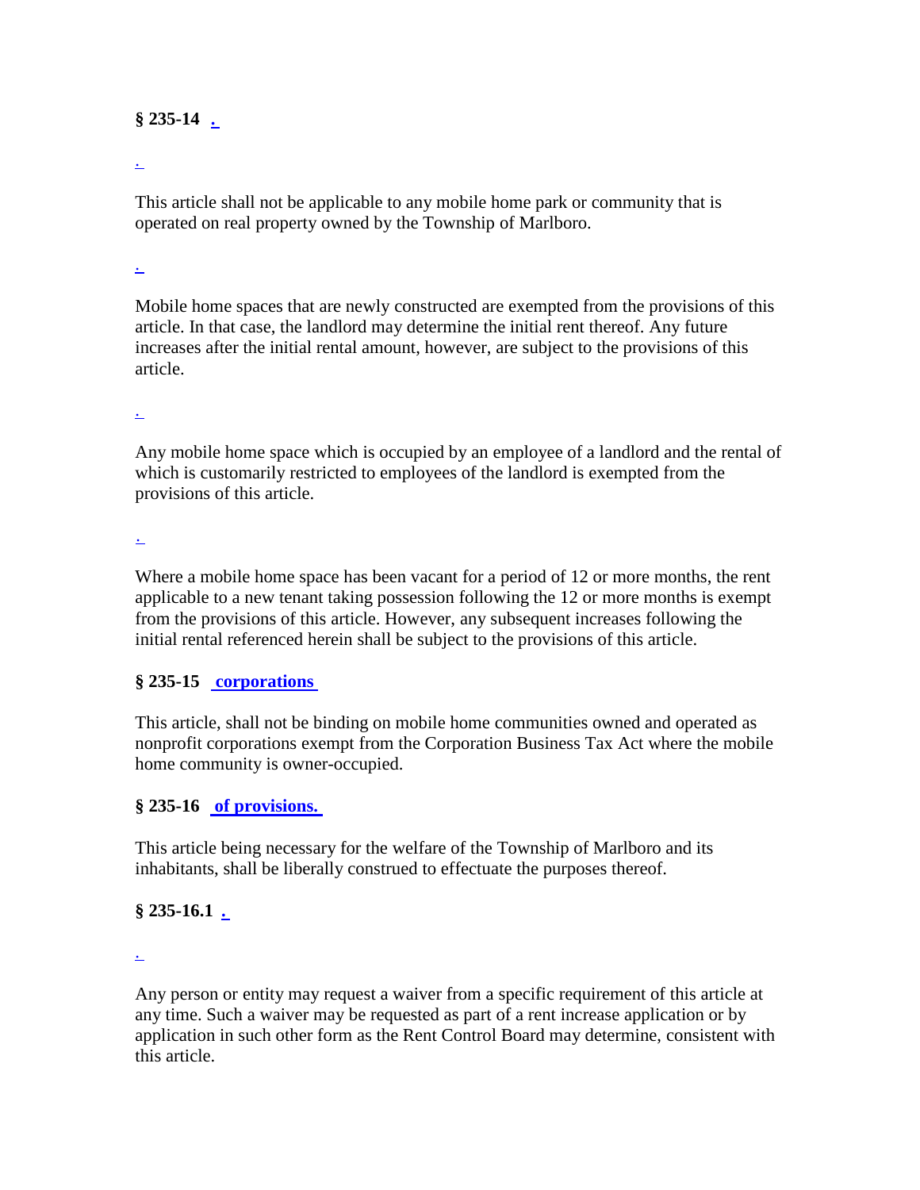**§ 235-14 [.]()**

[.]()

This article shall not be applicable to any mobile home park or community that is operated on real property owned by the Township of Marlboro.

[.]()

Mobile home spaces that are newly constructed are exempted from the provisions of this article. In that case, the landlord may determine the initial rent thereof. Any future increases after the initial rental amount, however, are subject to the provisions of this article.

[.]()

Any mobile home space which is occupied by an employee of a landlord and the rental of which is customarily restricted to employees of the landlord is exempted from the provisions of this article.

[.]()

Where a mobile home space has been vacant for a period of 12 or more months, the rent applicable to a new tenant taking possession following the 12 or more months is exempt from the provisions of this article. However, any subsequent increases following the initial rental referenced herein shall be subject to the provisions of this article.

**§ 235-15 [corporations]()**

This article, shall not be binding on mobile home communities owned and operated as nonprofit corporations exempt from the Corporation Business Tax Act where the mobile home community is owner-occupied.

**§ 235-16 [of provisions.]()**

This article being necessary for the welfare of the Township of Marlboro and its inhabitants, shall be liberally construed to effectuate the purposes thereof.

**§ 235-16.1 [.]()**

[.]()

Any person or entity may request a waiver from a specific requirement of this article at any time. Such a waiver may be requested as part of a rent increase application or by application in such other form as the Rent Control Board may determine, consistent with this article.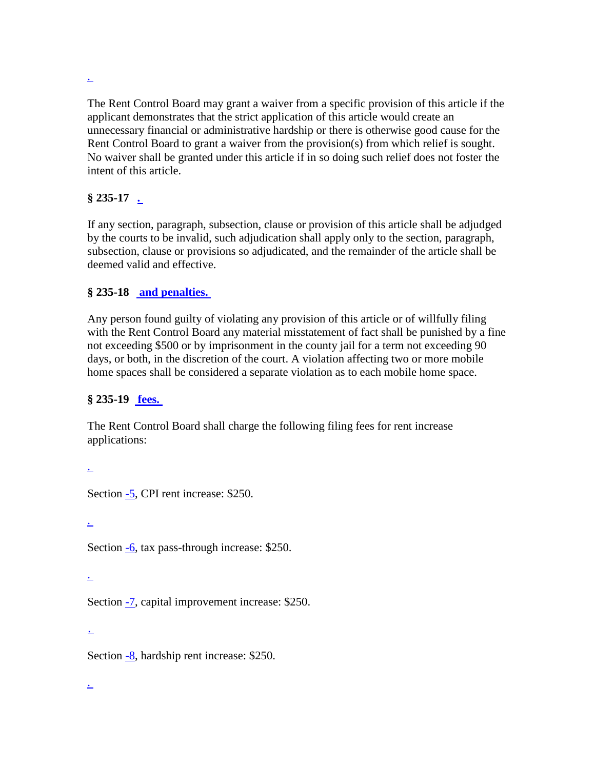.

The Rent Control Board may grant a waiver from a specific provision of this article if the applicant demonstrates that the strict application of this article would create an unnecessary financial or administrative hardship or there is otherwise good cause for the Rent Control Board to grant a waiver from the provision(s) from which relief is sought. No waiver shall be granted under this article if in so doing such relief does not foster the intent of this article.

**§ 235-17 .**

If any section, paragraph, subsection, clause or provision of this article shall be adjudged by the courts to be invalid, such adjudication shall apply only to the section, paragraph, subsection, clause or provisions so adjudicated, and the remainder of the article shall be deemed valid and effective.

**§ 235-18 and penalties.**

Any person found guilty of violating any provision of this article or of willfully filing with the Rent Control Board any material misstatement of fact shall be punished by a fine not exceeding $500 or by imprisonment in the county jail for a term not exceeding 90 days, or both, in the discretion of the court. A violation affecting two or more mobile home spaces shall be considered a separate violation as to each mobile home space.

**§ 235-19 fees.**

The Rent Control Board shall charge the following filing fees for rent increase applications:

.

Section -5, CPI rent increase: $250.

.

Section -6, tax pass-through increase: $250.

.

Section -7, capital improvement increase: $250.

.

Section -8, hardship rent increase: $250.

.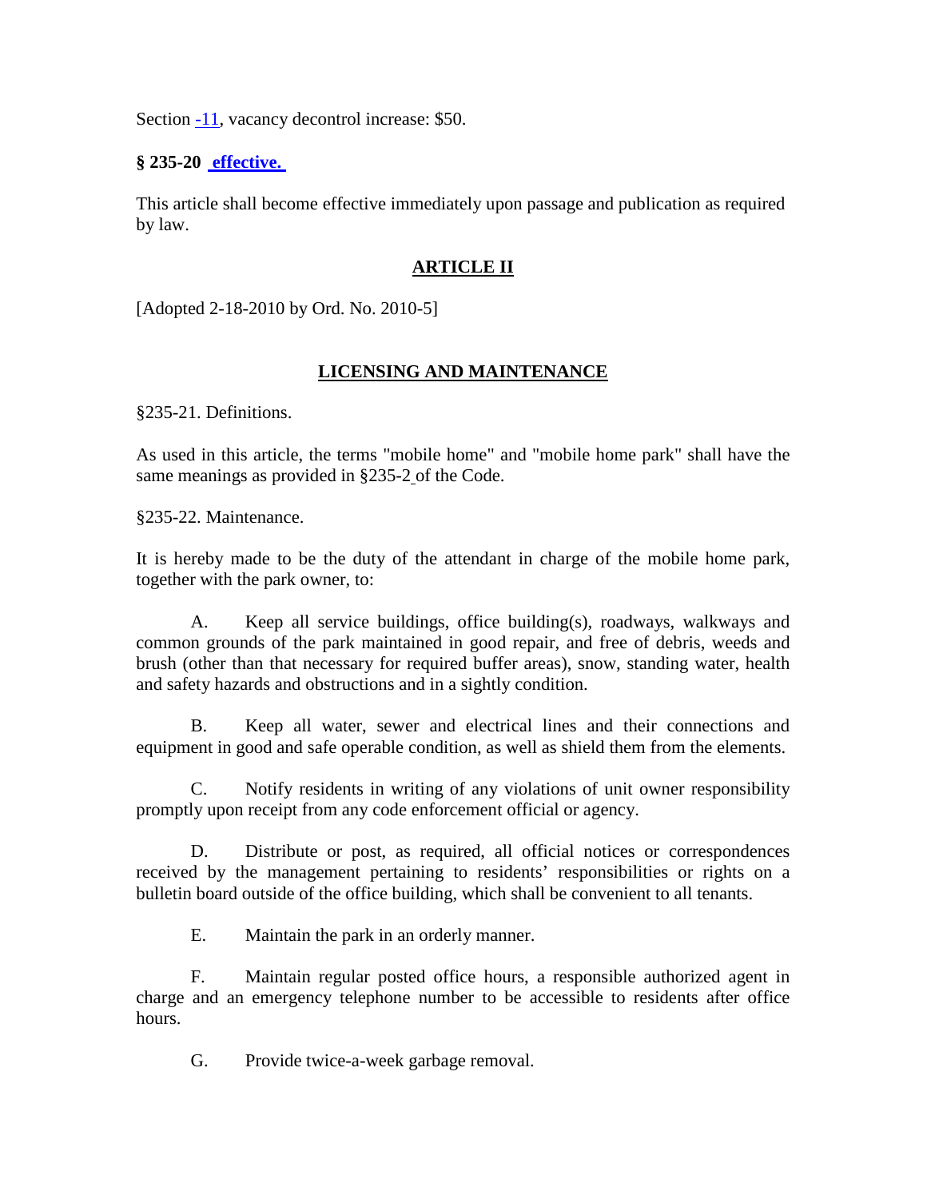Section -11, vacancy decontrol increase: $50.

**§ 235-20 effective.**

This article shall become effective immediately upon passage and publication as required by law.

## ARTICLE II

[Adopted 2-18-2010 by Ord. No. 2010-5]

## LICENSING AND MAINTENANCE

§235-21. Definitions.

As used in this article, the terms "mobile home" and "mobile home park" shall have the same meanings as provided in §235-2 of the Code.

§235-22. Maintenance.

It is hereby made to be the duty of the attendant in charge of the mobile home park, together with the park owner, to:

A. Keep all service buildings, office building(s), roadways, walkways and common grounds of the park maintained in good repair, and free of debris, weeds and brush (other than that necessary for required buffer areas), snow, standing water, health and safety hazards and obstructions and in a sightly condition.

B. Keep all water, sewer and electrical lines and their connections and equipment in good and safe operable condition, as well as shield them from the elements.

C. Notify residents in writing of any violations of unit owner responsibility promptly upon receipt from any code enforcement official or agency.

D. Distribute or post, as required, all official notices or correspondences received by the management pertaining to residents' responsibilities or rights on a bulletin board outside of the office building, which shall be convenient to all tenants.

E. Maintain the park in an orderly manner.

F. Maintain regular posted office hours, a responsible authorized agent in charge and an emergency telephone number to be accessible to residents after office hours.

G. Provide twice-a-week garbage removal.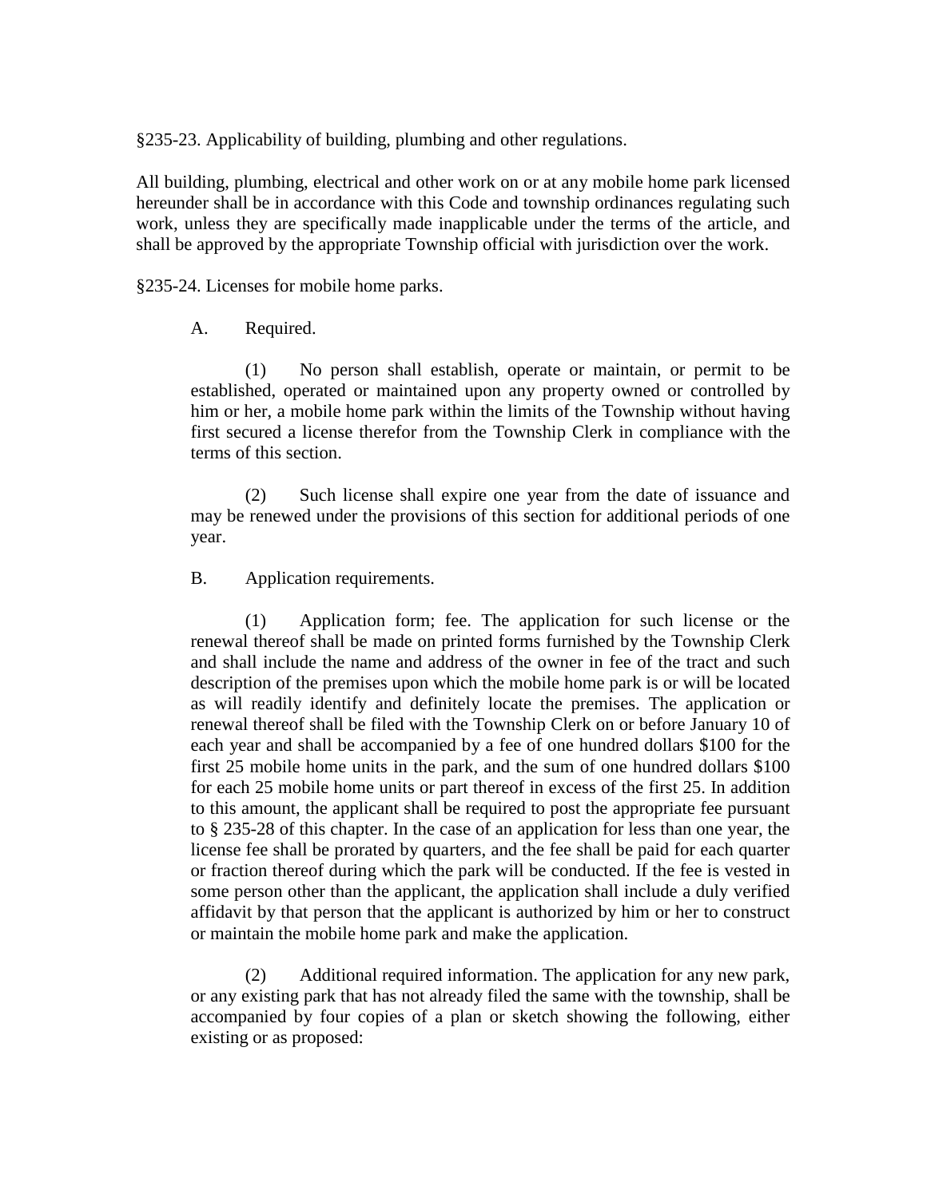§235-23. Applicability of building, plumbing and other regulations.

All building, plumbing, electrical and other work on or at any mobile home park licensed hereunder shall be in accordance with this Code and township ordinances regulating such work, unless they are specifically made inapplicable under the terms of the article, and shall be approved by the appropriate Township official with jurisdiction over the work.

§235-24. Licenses for mobile home parks.

A. Required.

(1) No person shall establish, operate or maintain, or permit to be established, operated or maintained upon any property owned or controlled by him or her, a mobile home park within the limits of the Township without having first secured a license therefor from the Township Clerk in compliance with the terms of this section.

(2) Such license shall expire one year from the date of issuance and may be renewed under the provisions of this section for additional periods of one year.

B. Application requirements.

(1) Application form; fee. The application for such license or the renewal thereof shall be made on printed forms furnished by the Township Clerk and shall include the name and address of the owner in fee of the tract and such description of the premises upon which the mobile home park is or will be located as will readily identify and definitely locate the premises. The application or renewal thereof shall be filed with the Township Clerk on or before January 10 of each year and shall be accompanied by a fee of one hundred dollars $100 for the first 25 mobile home units in the park, and the sum of one hundred dollars $100 for each 25 mobile home units or part thereof in excess of the first 25. In addition to this amount, the applicant shall be required to post the appropriate fee pursuant to § 235-28 of this chapter. In the case of an application for less than one year, the license fee shall be prorated by quarters, and the fee shall be paid for each quarter or fraction thereof during which the park will be conducted. If the fee is vested in some person other than the applicant, the application shall include a duly verified affidavit by that person that the applicant is authorized by him or her to construct or maintain the mobile home park and make the application.

(2) Additional required information. The application for any new park, or any existing park that has not already filed the same with the township, shall be accompanied by four copies of a plan or sketch showing the following, either existing or as proposed: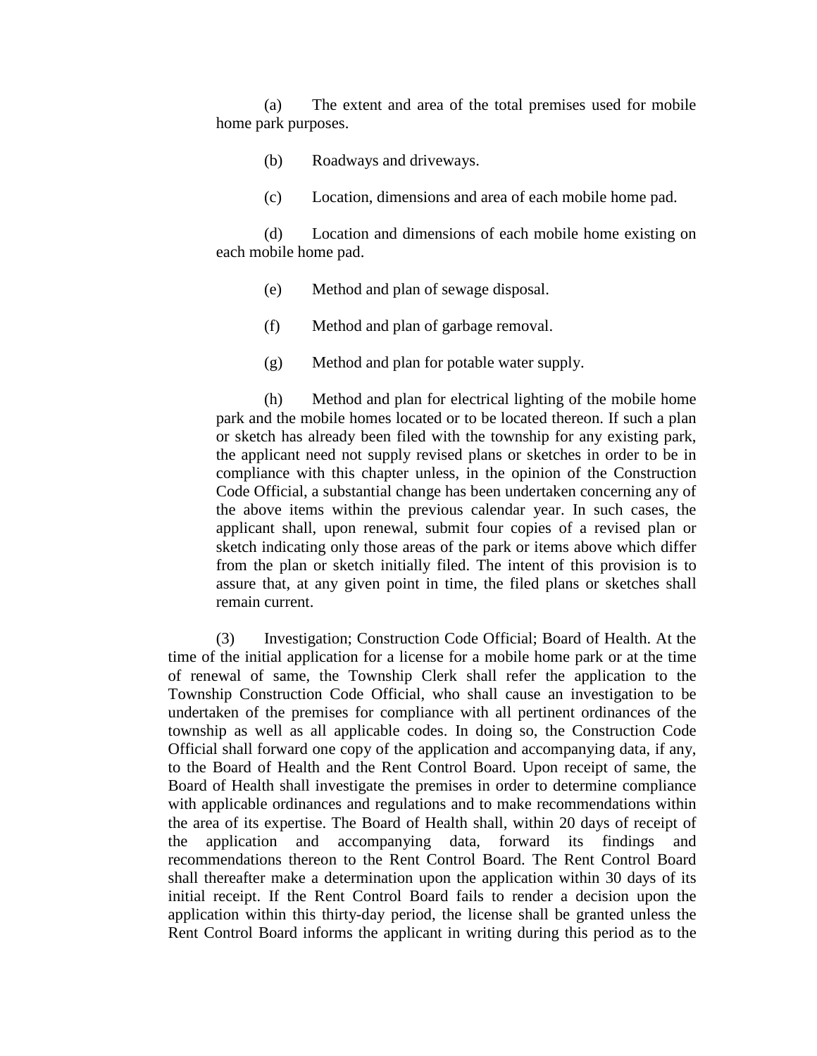(a) The extent and area of the total premises used for mobile home park purposes.

(b) Roadways and driveways.

(c) Location, dimensions and area of each mobile home pad.

(d) Location and dimensions of each mobile home existing on each mobile home pad.

(e) Method and plan of sewage disposal.

(f) Method and plan of garbage removal.

(g) Method and plan for potable water supply.

(h) Method and plan for electrical lighting of the mobile home park and the mobile homes located or to be located thereon. If such a plan or sketch has already been filed with the township for any existing park, the applicant need not supply revised plans or sketches in order to be in compliance with this chapter unless, in the opinion of the Construction Code Official, a substantial change has been undertaken concerning any of the above items within the previous calendar year. In such cases, the applicant shall, upon renewal, submit four copies of a revised plan or sketch indicating only those areas of the park or items above which differ from the plan or sketch initially filed. The intent of this provision is to assure that, at any given point in time, the filed plans or sketches shall remain current.

(3) Investigation; Construction Code Official; Board of Health. At the time of the initial application for a license for a mobile home park or at the time of renewal of same, the Township Clerk shall refer the application to the Township Construction Code Official, who shall cause an investigation to be undertaken of the premises for compliance with all pertinent ordinances of the township as well as all applicable codes. In doing so, the Construction Code Official shall forward one copy of the application and accompanying data, if any, to the Board of Health and the Rent Control Board. Upon receipt of same, the Board of Health shall investigate the premises in order to determine compliance with applicable ordinances and regulations and to make recommendations within the area of its expertise. The Board of Health shall, within 20 days of receipt of the application and accompanying data, forward its findings and recommendations thereon to the Rent Control Board. The Rent Control Board shall thereafter make a determination upon the application within 30 days of its initial receipt. If the Rent Control Board fails to render a decision upon the application within this thirty-day period, the license shall be granted unless the Rent Control Board informs the applicant in writing during this period as to the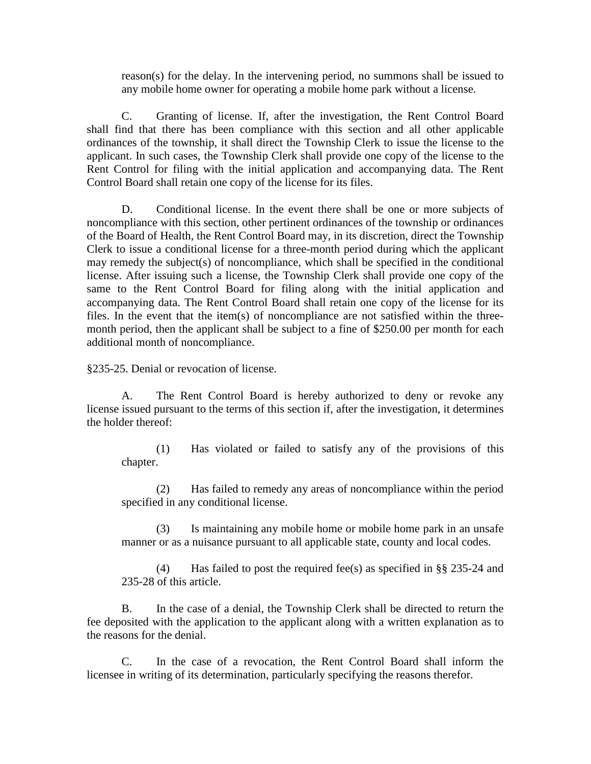reason(s) for the delay. In the intervening period, no summons shall be issued to any mobile home owner for operating a mobile home park without a license.

C. Granting of license. If, after the investigation, the Rent Control Board shall find that there has been compliance with this section and all other applicable ordinances of the township, it shall direct the Township Clerk to issue the license to the applicant. In such cases, the Township Clerk shall provide one copy of the license to the Rent Control for filing with the initial application and accompanying data. The Rent Control Board shall retain one copy of the license for its files.

D. Conditional license. In the event there shall be one or more subjects of noncompliance with this section, other pertinent ordinances of the township or ordinances of the Board of Health, the Rent Control Board may, in its discretion, direct the Township Clerk to issue a conditional license for a three-month period during which the applicant may remedy the subject(s) of noncompliance, which shall be specified in the conditional license. After issuing such a license, the Township Clerk shall provide one copy of the same to the Rent Control Board for filing along with the initial application and accompanying data. The Rent Control Board shall retain one copy of the license for its files. In the event that the item(s) of noncompliance are not satisfied within the three-month period, then the applicant shall be subject to a fine of $250.00 per month for each additional month of noncompliance.

§235-25. Denial or revocation of license.

A. The Rent Control Board is hereby authorized to deny or revoke any license issued pursuant to the terms of this section if, after the investigation, it determines the holder thereof:

(1) Has violated or failed to satisfy any of the provisions of this chapter.

(2) Has failed to remedy any areas of noncompliance within the period specified in any conditional license.

(3) Is maintaining any mobile home or mobile home park in an unsafe manner or as a nuisance pursuant to all applicable state, county and local codes.

(4) Has failed to post the required fee(s) as specified in §§ 235-24 and 235-28 of this article.

B. In the case of a denial, the Township Clerk shall be directed to return the fee deposited with the application to the applicant along with a written explanation as to the reasons for the denial.

C. In the case of a revocation, the Rent Control Board shall inform the licensee in writing of its determination, particularly specifying the reasons therefor.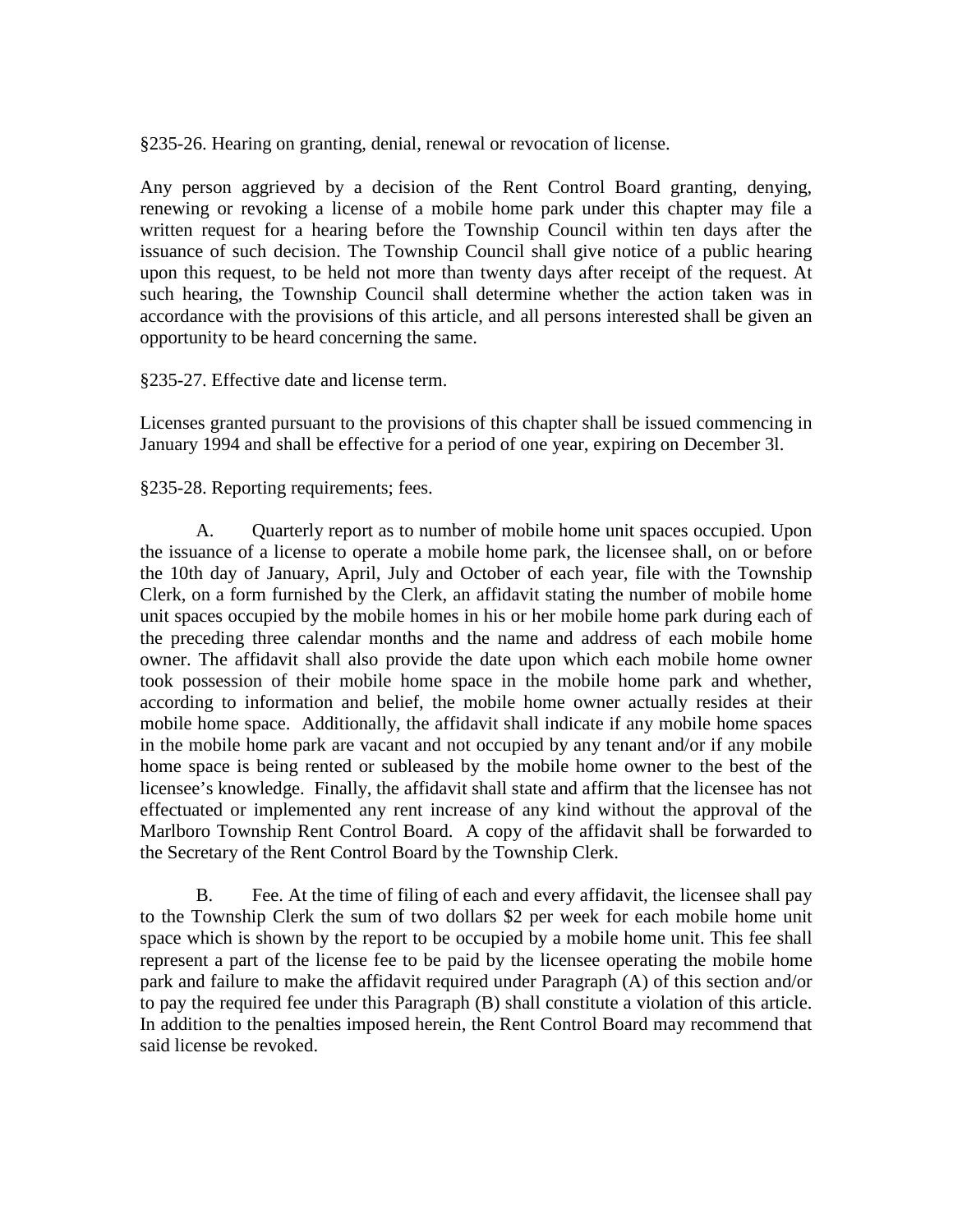§235-26. Hearing on granting, denial, renewal or revocation of license.

Any person aggrieved by a decision of the Rent Control Board granting, denying, renewing or revoking a license of a mobile home park under this chapter may file a written request for a hearing before the Township Council within ten days after the issuance of such decision. The Township Council shall give notice of a public hearing upon this request, to be held not more than twenty days after receipt of the request. At such hearing, the Township Council shall determine whether the action taken was in accordance with the provisions of this article, and all persons interested shall be given an opportunity to be heard concerning the same.

§235-27. Effective date and license term.

Licenses granted pursuant to the provisions of this chapter shall be issued commencing in January 1994 and shall be effective for a period of one year, expiring on December 3l.

§235-28. Reporting requirements; fees.

A. Quarterly report as to number of mobile home unit spaces occupied. Upon the issuance of a license to operate a mobile home park, the licensee shall, on or before the 10th day of January, April, July and October of each year, file with the Township Clerk, on a form furnished by the Clerk, an affidavit stating the number of mobile home unit spaces occupied by the mobile homes in his or her mobile home park during each of the preceding three calendar months and the name and address of each mobile home owner. The affidavit shall also provide the date upon which each mobile home owner took possession of their mobile home space in the mobile home park and whether, according to information and belief, the mobile home owner actually resides at their mobile home space. Additionally, the affidavit shall indicate if any mobile home spaces in the mobile home park are vacant and not occupied by any tenant and/or if any mobile home space is being rented or subleased by the mobile home owner to the best of the licensee's knowledge. Finally, the affidavit shall state and affirm that the licensee has not effectuated or implemented any rent increase of any kind without the approval of the Marlboro Township Rent Control Board. A copy of the affidavit shall be forwarded to the Secretary of the Rent Control Board by the Township Clerk.

B. Fee. At the time of filing of each and every affidavit, the licensee shall pay to the Township Clerk the sum of two dollars $2 per week for each mobile home unit space which is shown by the report to be occupied by a mobile home unit. This fee shall represent a part of the license fee to be paid by the licensee operating the mobile home park and failure to make the affidavit required under Paragraph (A) of this section and/or to pay the required fee under this Paragraph (B) shall constitute a violation of this article. In addition to the penalties imposed herein, the Rent Control Board may recommend that said license be revoked.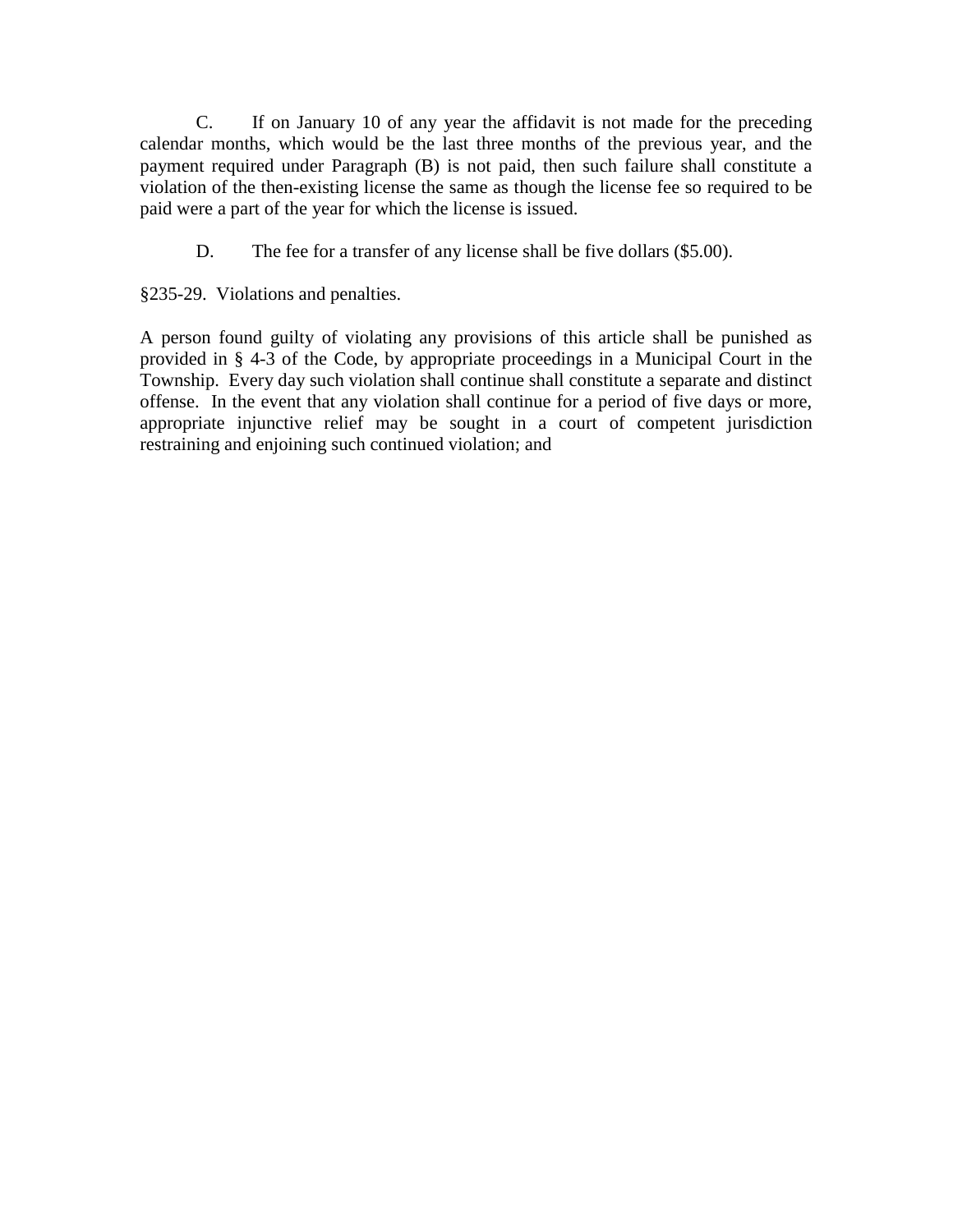C. If on January 10 of any year the affidavit is not made for the preceding calendar months, which would be the last three months of the previous year, and the payment required under Paragraph (B) is not paid, then such failure shall constitute a violation of the then-existing license the same as though the license fee so required to be paid were a part of the year for which the license is issued.

D. The fee for a transfer of any license shall be five dollars ($5.00).

§235-29. Violations and penalties.

A person found guilty of violating any provisions of this article shall be punished as provided in § 4-3 of the Code, by appropriate proceedings in a Municipal Court in the Township. Every day such violation shall continue shall constitute a separate and distinct offense. In the event that any violation shall continue for a period of five days or more, appropriate injunctive relief may be sought in a court of competent jurisdiction restraining and enjoining such continued violation; and